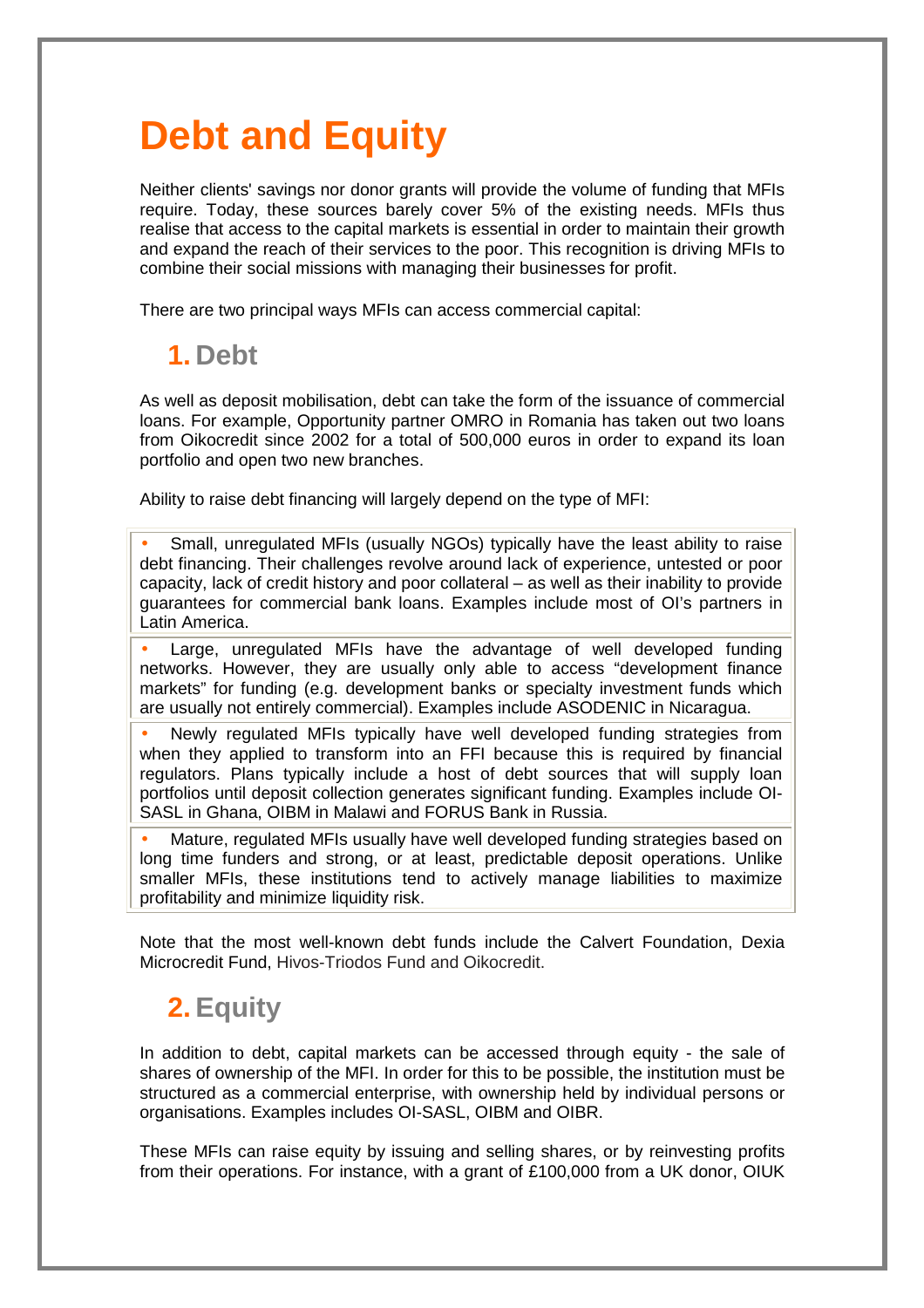# Debt and Equity

Neither clients' savings nor donor grants will provide the volume of funding that MFIs require. Today, these sources barely cover 5% of the existing needs. MFIs thus realise that access to the capital markets is essential in order to maintain their growth and expand the reach of their services to the poor. This recognition is driving MFIs to combine their social missions with managing their businesses for profit.

There are two principal ways MFIs can access commercial capital:

## 1. Debt

As well as deposit mobilisation, debt can take the form of the issuance of commercial loans. For example, Opportunity partner OMRO in Romania has taken out two loans from Oikocredit since 2002 for a total of 500,000 euros in order to expand its loan portfolio and open two new branches.

Ability to raise debt financing will largely depend on the type of MFI:

- Small, unregulated MFIs (usually NGOs) typically have the least ability to raise debt financing. Their challenges revolve around lack of experience, untested or poor capacity, lack of credit history and poor collateral – as well as their inability to provide guarantees for commercial bank loans. Examples include most of OI's partners in Latin America.
- Large, unregulated MFIs have the advantage of well developed funding networks. However, they are usually only able to access "development finance markets" for funding (e.g. development banks or specialty investment funds which are usually not entirely commercial). Examples include ASODENIC in Nicaragua.
- Newly regulated MFIs typically have well developed funding strategies from when they applied to transform into an FFI because this is required by financial regulators. Plans typically include a host of debt sources that will supply loan portfolios until deposit collection generates significant funding. Examples include OI-SASL in Ghana, OIBM in Malawi and FORUS Bank in Russia.
- Mature, regulated MFIs usually have well developed funding strategies based on long time funders and strong, or at least, predictable deposit operations. Unlike smaller MFIs, these institutions tend to actively manage liabilities to maximize profitability and minimize liquidity risk.

Note that the most well-known debt funds include the Calvert Foundation, Dexia Microcredit Fund, Hivos-Triodos Fund and Oikocredit.

## 2. Equity

In addition to debt, capital markets can be accessed through equity - the sale of shares of ownership of the MFI. In order for this to be possible, the institution must be structured as a commercial enterprise, with ownership held by individual persons or organisations. Examples includes OI-SASL, OIBM and OIBR.

These MFIs can raise equity by issuing and selling shares, or by reinvesting profits from their operations. For instance, with a grant of £100,000 from a UK donor, OIUK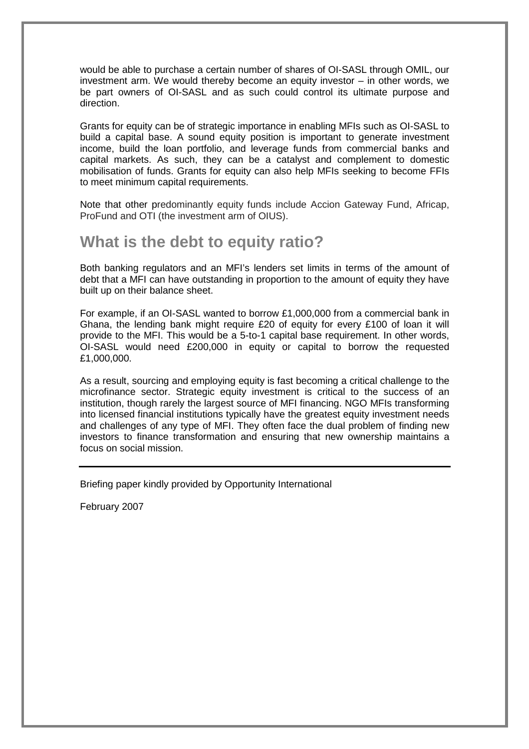would be able to purchase a certain number of shares of OI-SASL through OMIL, our investment arm. We would thereby become an equity investor – in other words, we be part owners of OI-SASL and as such could control its ultimate purpose and direction.

Grants for equity can be of strategic importance in enabling MFIs such as OI-SASL to build a capital base. A sound equity position is important to generate investment income, build the loan portfolio, and leverage funds from commercial banks and capital markets. As such, they can be a catalyst and complement to domestic mobilisation of funds. Grants for equity can also help MFIs seeking to become FFIs to meet minimum capital requirements.

Note that other predominantly equity funds include Accion Gateway Fund, Africap, ProFund and OTI (the investment arm of OIUS).

## What is the debt to equity ratio?

Both banking regulators and an MFI's lenders set limits in terms of the amount of debt that a MFI can have outstanding in proportion to the amount of equity they have built up on their balance sheet.

For example, if an OI-SASL wanted to borrow £1,000,000 from a commercial bank in Ghana, the lending bank might require £20 of equity for every £100 of loan it will provide to the MFI. This would be a 5-to-1 capital base requirement. In other words, OI-SASL would need £200,000 in equity or capital to borrow the requested £1,000,000.

As a result, sourcing and employing equity is fast becoming a critical challenge to the microfinance sector. Strategic equity investment is critical to the success of an institution, though rarely the largest source of MFI financing. NGO MFIs transforming into licensed financial institutions typically have the greatest equity investment needs and challenges of any type of MFI. They often face the dual problem of finding new investors to finance transformation and ensuring that new ownership maintains a focus on social mission.

---

Briefing paper kindly provided by Opportunity International

February 2007